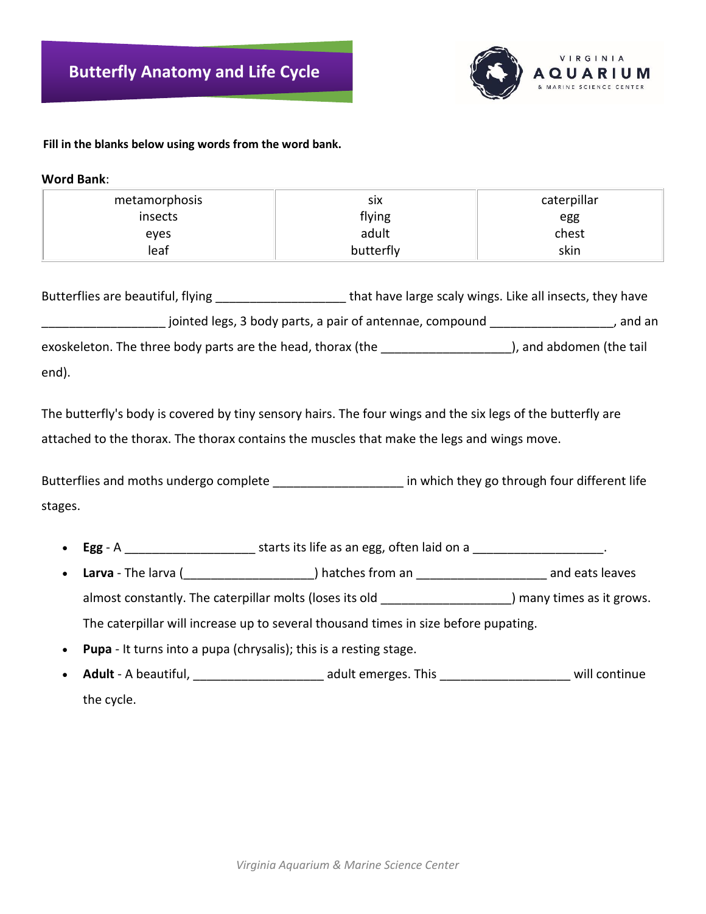# Butterfly Anatomy and Life Cycle

VIRGINIA AQUARIUM & MARINE SCIENCE CENTER

**Fill in the blanks below using words from the word bank.**

**Word Bank**:

| | | |
|---|---|---|
| metamorphosis<br>insects<br>eyes<br>leaf | six<br>flying<br>adult<br>butterfly | caterpillar<br>egg<br>chest<br>skin |

Butterflies are beautiful, flying __________________ that have large scaly wings. Like all insects, they have __________________ jointed legs, 3 body parts, a pair of antennae, compound __________________, and an exoskeleton. The three body parts are the head, thorax (the __________________), and abdomen (the tail end).

The butterfly's body is covered by tiny sensory hairs. The four wings and the six legs of the butterfly are attached to the thorax. The thorax contains the muscles that make the legs and wings move.

Butterflies and moths undergo complete __________________ in which they go through four different life stages.

- **Egg** - A __________________ starts its life as an egg, often laid on a __________________.
- **Larva** - The larva (__________________) hatches from an __________________ and eats leaves almost constantly. The caterpillar molts (loses its old __________________) many times as it grows. The caterpillar will increase up to several thousand times in size before pupating.
- **Pupa** - It turns into a pupa (chrysalis); this is a resting stage.
- **Adult** - A beautiful, __________________ adult emerges. This __________________ will continue the cycle.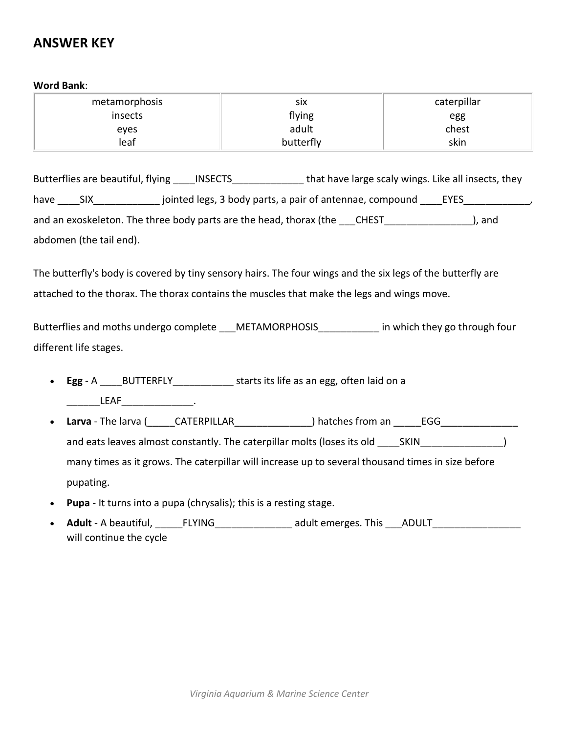## ANSWER KEY

**Word Bank**:

| | | |
|---|---|---|
| metamorphosis<br>insects<br>eyes<br>leaf | six<br>flying<br>adult<br>butterfly | caterpillar<br>egg<br>chest<br>skin |

Butterflies are beautiful, flying ____INSECTS_____________ that have large scaly wings. Like all insects, they have ____SIX____________ jointed legs, 3 body parts, a pair of antennae, compound ____EYES____________, and an exoskeleton. The three body parts are the head, thorax (the ___CHEST________________), and abdomen (the tail end).

The butterfly's body is covered by tiny sensory hairs. The four wings and the six legs of the butterfly are attached to the thorax. The thorax contains the muscles that make the legs and wings move.

Butterflies and moths undergo complete ___METAMORPHOSIS___________ in which they go through four different life stages.

- **Egg** - A ____BUTTERFLY___________ starts its life as an egg, often laid on a ______LEAF_____________.
- **Larva** - The larva (_____CATERPILLAR______________) hatches from an _____EGG______________ and eats leaves almost constantly. The caterpillar molts (loses its old ____SKIN_______________) many times as it grows. The caterpillar will increase up to several thousand times in size before pupating.
- **Pupa** - It turns into a pupa (chrysalis); this is a resting stage.
- **Adult** - A beautiful, _____FLYING______________ adult emerges. This ___ADULT________________ will continue the cycle

*Virginia Aquarium & Marine Science Center*